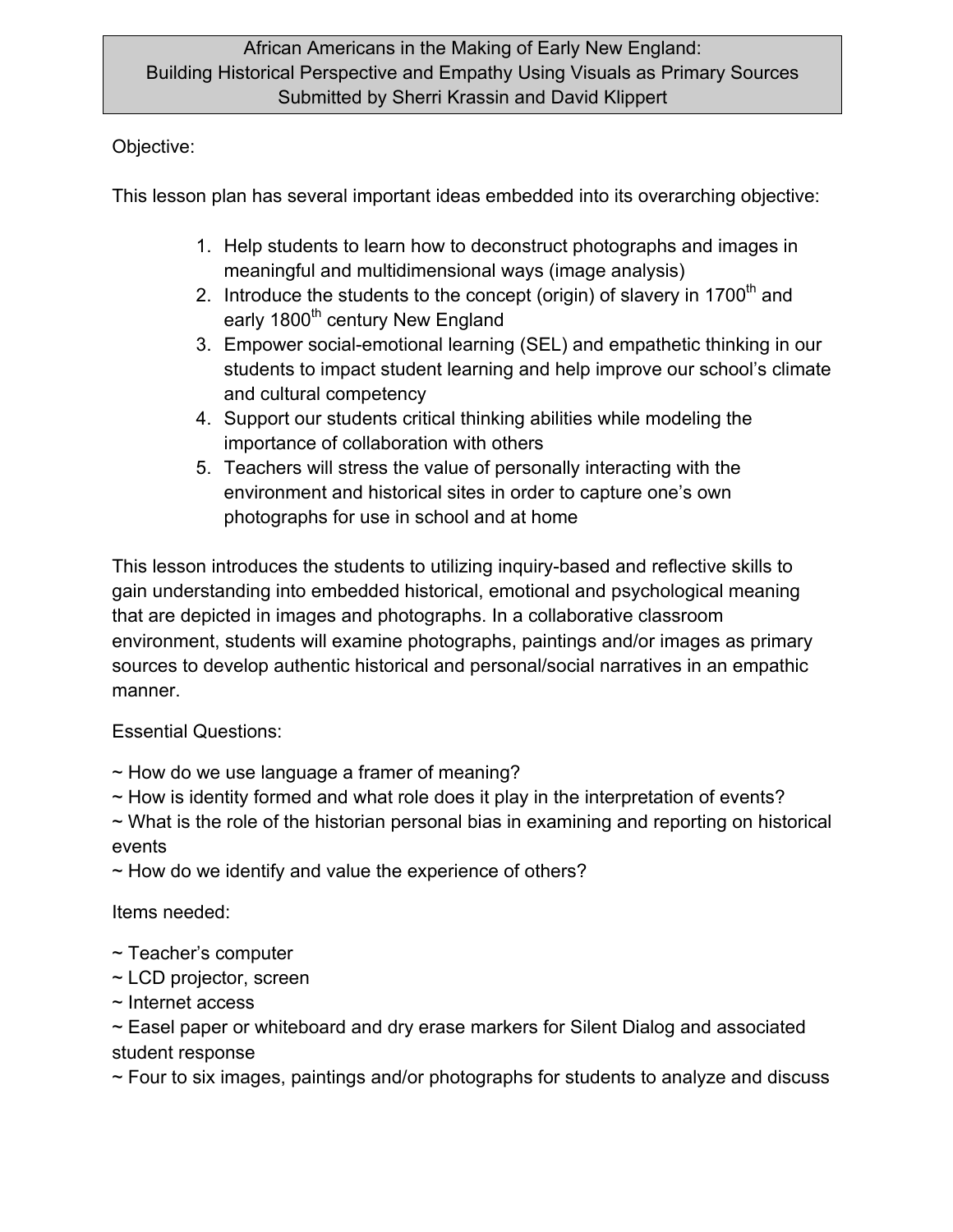# African Americans in the Making of Early New England:
## Building Historical Perspective and Empathy Using Visuals as Primary Sources
### Submitted by Sherri Krassin and David Klippert

Objective:

This lesson plan has several important ideas embedded into its overarching objective:

1. Help students to learn how to deconstruct photographs and images in meaningful and multidimensional ways (image analysis)
2. Introduce the students to the concept (origin) of slavery in 1700$^{th}$ and early 1800$^{th}$ century New England
3. Empower social-emotional learning (SEL) and empathetic thinking in our students to impact student learning and help improve our school's climate and cultural competency
4. Support our students critical thinking abilities while modeling the importance of collaboration with others
5. Teachers will stress the value of personally interacting with the environment and historical sites in order to capture one's own photographs for use in school and at home

This lesson introduces the students to utilizing inquiry-based and reflective skills to gain understanding into embedded historical, emotional and psychological meaning that are depicted in images and photographs. In a collaborative classroom environment, students will examine photographs, paintings and/or images as primary sources to develop authentic historical and personal/social narratives in an empathic manner.

Essential Questions:

~ How do we use language a framer of meaning?
~ How is identity formed and what role does it play in the interpretation of events?
~ What is the role of the historian personal bias in examining and reporting on historical events
~ How do we identify and value the experience of others?

Items needed:

~ Teacher's computer
~ LCD projector, screen
~ Internet access
~ Easel paper or whiteboard and dry erase markers for Silent Dialog and associated student response
~ Four to six images, paintings and/or photographs for students to analyze and discuss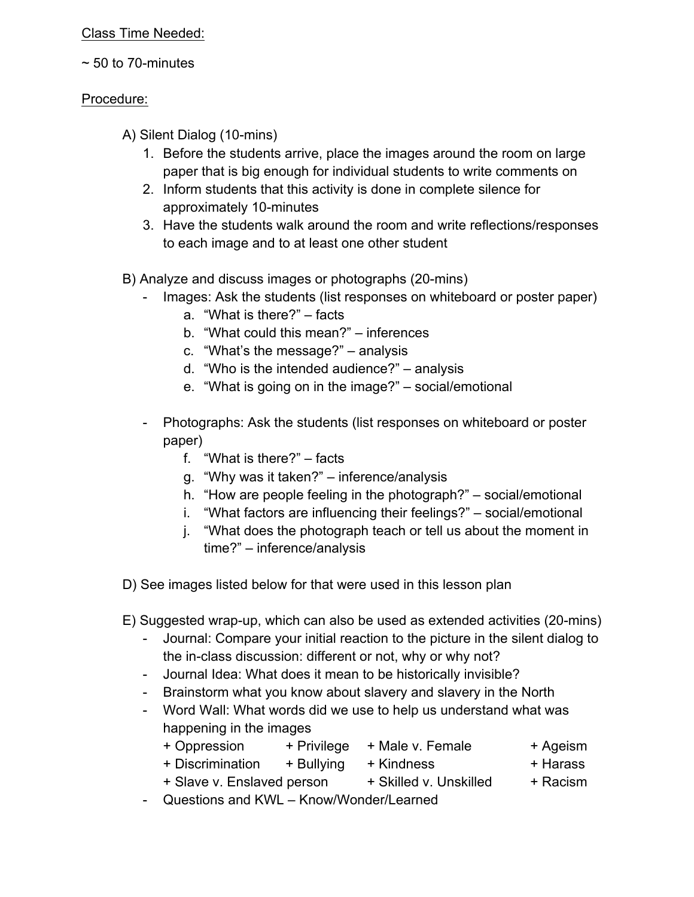Class Time Needed:

~ 50 to 70-minutes

Procedure:

A) Silent Dialog (10-mins)

1. Before the students arrive, place the images around the room on large paper that is big enough for individual students to write comments on
2. Inform students that this activity is done in complete silence for approximately 10-minutes
3. Have the students walk around the room and write reflections/responses to each image and to at least one other student

B) Analyze and discuss images or photographs (20-mins)

- Images: Ask the students (list responses on whiteboard or poster paper)
  a. "What is there?" – facts
  b. "What could this mean?" – inferences
  c. "What's the message?" – analysis
  d. "Who is the intended audience?" – analysis
  e. "What is going on in the image?" – social/emotional

- Photographs: Ask the students (list responses on whiteboard or poster paper)
  f. "What is there?" – facts
  g. "Why was it taken?" – inference/analysis
  h. "How are people feeling in the photograph?" – social/emotional
  i. "What factors are influencing their feelings?" – social/emotional
  j. "What does the photograph teach or tell us about the moment in time?" – inference/analysis

D) See images listed below for that were used in this lesson plan

E) Suggested wrap-up, which can also be used as extended activities (20-mins)

- Journal: Compare your initial reaction to the picture in the silent dialog to the in-class discussion: different or not, why or why not?
- Journal Idea: What does it mean to be historically invisible?
- Brainstorm what you know about slavery and slavery in the North
- Word Wall: What words did we use to help us understand what was happening in the images
  - + Oppression
  - + Privilege
  - + Male v. Female
  - + Ageism
  - + Discrimination
  - + Bullying
  - + Kindness
  - + Harass
  - + Slave v. Enslaved person
  - + Skilled v. Unskilled
  - + Racism
- Questions and KWL – Know/Wonder/Learned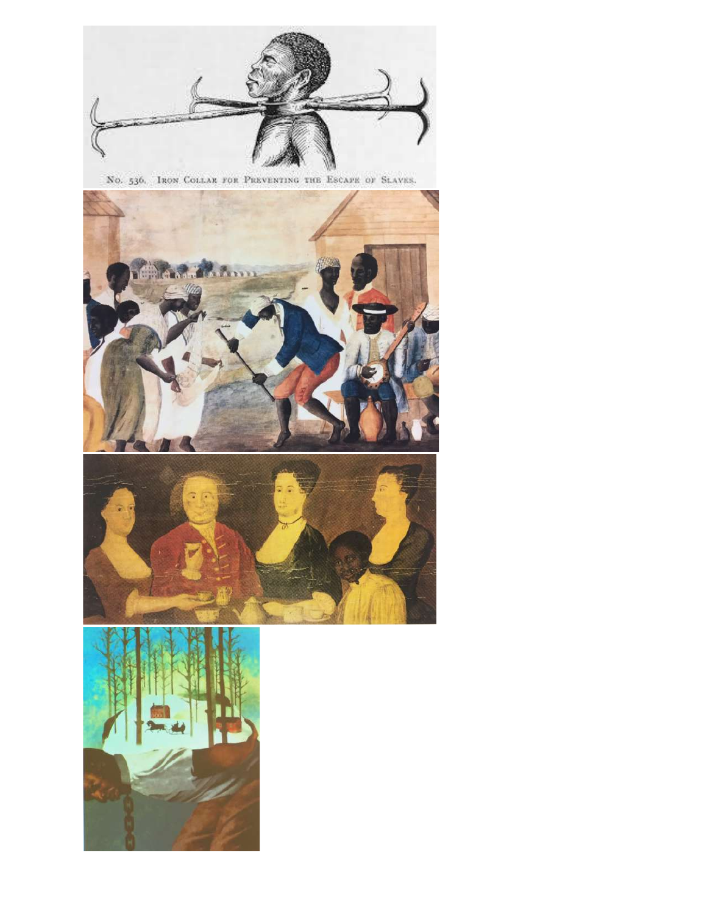No. 536. Iron Collar for Preventing the Escape of Slaves.